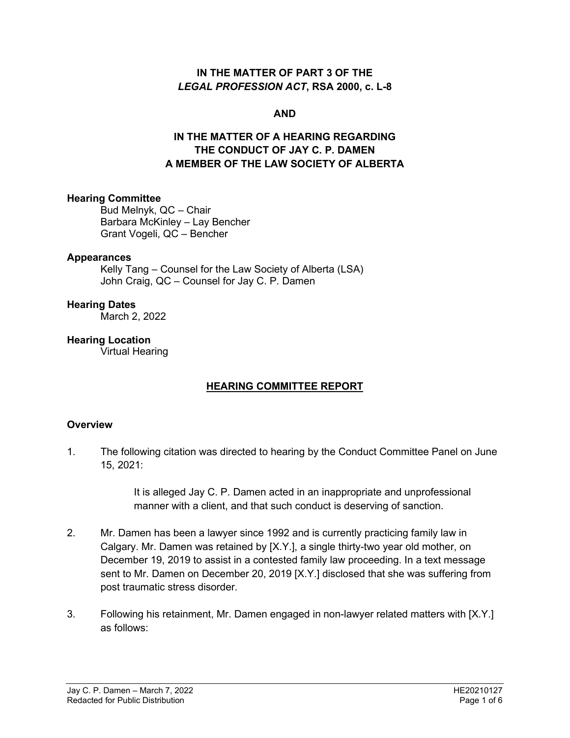**IN THE MATTER OF PART 3 OF THE *LEGAL PROFESSION ACT*, RSA 2000, c. L-8**

**AND**

**IN THE MATTER OF A HEARING REGARDING THE CONDUCT OF JAY C. P. DAMEN A MEMBER OF THE LAW SOCIETY OF ALBERTA**

**Hearing Committee**

Bud Melnyk, QC – Chair
Barbara McKinley – Lay Bencher
Grant Vogeli, QC – Bencher

**Appearances**

Kelly Tang – Counsel for the Law Society of Alberta (LSA)
John Craig, QC – Counsel for Jay C. P. Damen

**Hearing Dates**

March 2, 2022

**Hearing Location**

Virtual Hearing

## HEARING COMMITTEE REPORT

### Overview

1. The following citation was directed to hearing by the Conduct Committee Panel on June 15, 2021:

   > It is alleged Jay C. P. Damen acted in an inappropriate and unprofessional manner with a client, and that such conduct is deserving of sanction.

2. Mr. Damen has been a lawyer since 1992 and is currently practicing family law in Calgary. Mr. Damen was retained by [X.Y.], a single thirty-two year old mother, on December 19, 2019 to assist in a contested family law proceeding. In a text message sent to Mr. Damen on December 20, 2019 [X.Y.] disclosed that she was suffering from post traumatic stress disorder.

3. Following his retainment, Mr. Damen engaged in non-lawyer related matters with [X.Y.] as follows: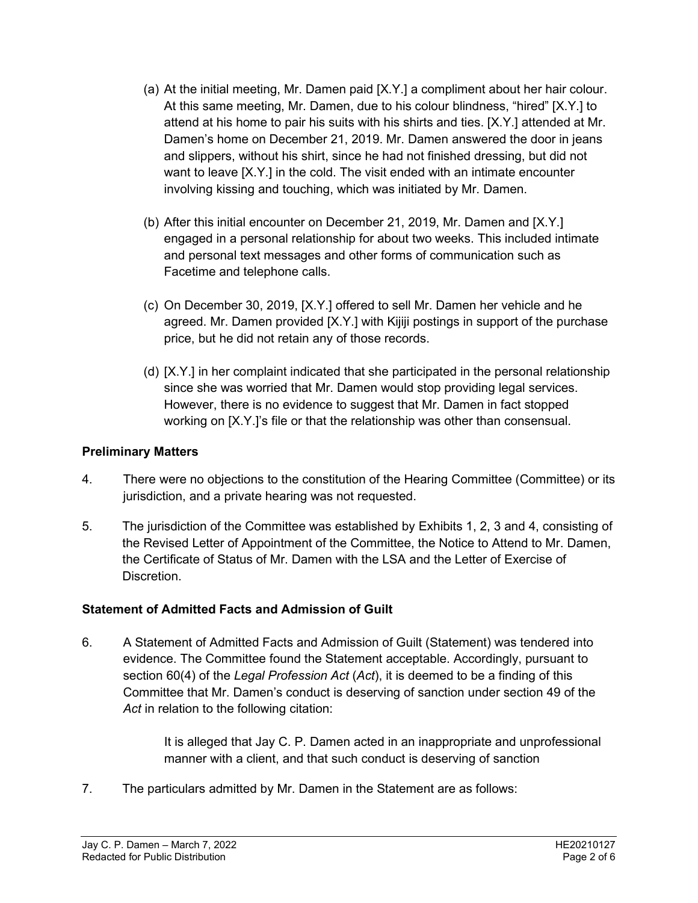(a) At the initial meeting, Mr. Damen paid [X.Y.] a compliment about her hair colour. At this same meeting, Mr. Damen, due to his colour blindness, "hired" [X.Y.] to attend at his home to pair his suits with his shirts and ties. [X.Y.] attended at Mr. Damen's home on December 21, 2019. Mr. Damen answered the door in jeans and slippers, without his shirt, since he had not finished dressing, but did not want to leave [X.Y.] in the cold. The visit ended with an intimate encounter involving kissing and touching, which was initiated by Mr. Damen.

(b) After this initial encounter on December 21, 2019, Mr. Damen and [X.Y.] engaged in a personal relationship for about two weeks. This included intimate and personal text messages and other forms of communication such as Facetime and telephone calls.

(c) On December 30, 2019, [X.Y.] offered to sell Mr. Damen her vehicle and he agreed. Mr. Damen provided [X.Y.] with Kijiji postings in support of the purchase price, but he did not retain any of those records.

(d) [X.Y.] in her complaint indicated that she participated in the personal relationship since she was worried that Mr. Damen would stop providing legal services. However, there is no evidence to suggest that Mr. Damen in fact stopped working on [X.Y.]'s file or that the relationship was other than consensual.

## Preliminary Matters

4. There were no objections to the constitution of the Hearing Committee (Committee) or its jurisdiction, and a private hearing was not requested.

5. The jurisdiction of the Committee was established by Exhibits 1, 2, 3 and 4, consisting of the Revised Letter of Appointment of the Committee, the Notice to Attend to Mr. Damen, the Certificate of Status of Mr. Damen with the LSA and the Letter of Exercise of Discretion.

## Statement of Admitted Facts and Admission of Guilt

6. A Statement of Admitted Facts and Admission of Guilt (Statement) was tendered into evidence. The Committee found the Statement acceptable. Accordingly, pursuant to section 60(4) of the *Legal Profession Act* (*Act*), it is deemed to be a finding of this Committee that Mr. Damen's conduct is deserving of sanction under section 49 of the *Act* in relation to the following citation:

   It is alleged that Jay C. P. Damen acted in an inappropriate and unprofessional manner with a client, and that such conduct is deserving of sanction

7. The particulars admitted by Mr. Damen in the Statement are as follows: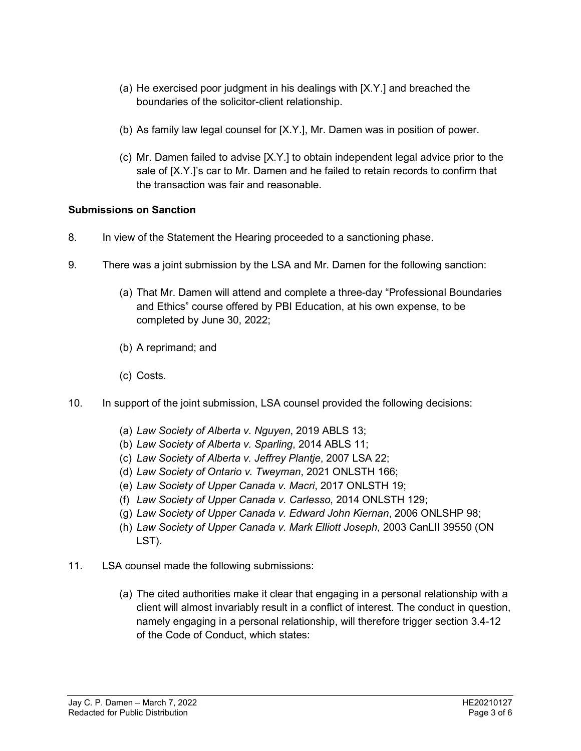(a) He exercised poor judgment in his dealings with [X.Y.] and breached the boundaries of the solicitor-client relationship.

(b) As family law legal counsel for [X.Y.], Mr. Damen was in position of power.

(c) Mr. Damen failed to advise [X.Y.] to obtain independent legal advice prior to the sale of [X.Y.]'s car to Mr. Damen and he failed to retain records to confirm that the transaction was fair and reasonable.

**Submissions on Sanction**

8. In view of the Statement the Hearing proceeded to a sanctioning phase.

9. There was a joint submission by the LSA and Mr. Damen for the following sanction:

   (a) That Mr. Damen will attend and complete a three-day "Professional Boundaries and Ethics" course offered by PBI Education, at his own expense, to be completed by June 30, 2022;

   (b) A reprimand; and

   (c) Costs.

10. In support of the joint submission, LSA counsel provided the following decisions:

   (a) *Law Society of Alberta v. Nguyen*, 2019 ABLS 13;
   (b) *Law Society of Alberta v. Sparling*, 2014 ABLS 11;
   (c) *Law Society of Alberta v. Jeffrey Plantje*, 2007 LSA 22;
   (d) *Law Society of Ontario v. Tweyman*, 2021 ONLSTH 166;
   (e) *Law Society of Upper Canada v. Macri*, 2017 ONLSTH 19;
   (f) *Law Society of Upper Canada v. Carlesso*, 2014 ONLSTH 129;
   (g) *Law Society of Upper Canada v. Edward John Kiernan*, 2006 ONLSHP 98;
   (h) *Law Society of Upper Canada v. Mark Elliott Joseph*, 2003 CanLII 39550 (ON LST).

11. LSA counsel made the following submissions:

   (a) The cited authorities make it clear that engaging in a personal relationship with a client will almost invariably result in a conflict of interest. The conduct in question, namely engaging in a personal relationship, will therefore trigger section 3.4-12 of the Code of Conduct, which states: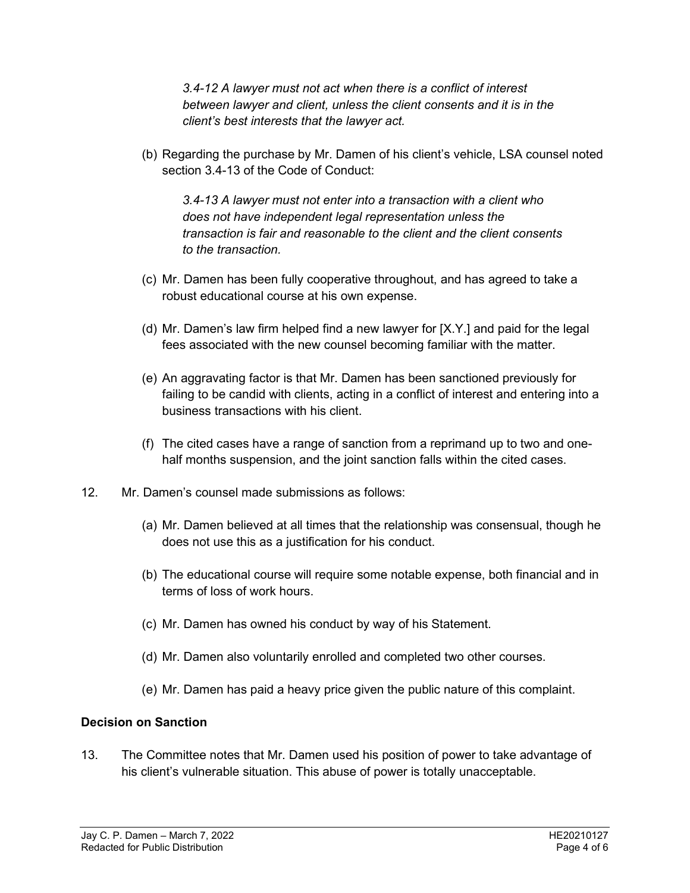> *3.4-12 A lawyer must not act when there is a conflict of interest between lawyer and client, unless the client consents and it is in the client's best interests that the lawyer act.*

(b) Regarding the purchase by Mr. Damen of his client's vehicle, LSA counsel noted section 3.4-13 of the Code of Conduct:

> *3.4-13 A lawyer must not enter into a transaction with a client who does not have independent legal representation unless the transaction is fair and reasonable to the client and the client consents to the transaction.*

(c) Mr. Damen has been fully cooperative throughout, and has agreed to take a robust educational course at his own expense.

(d) Mr. Damen's law firm helped find a new lawyer for [X.Y.] and paid for the legal fees associated with the new counsel becoming familiar with the matter.

(e) An aggravating factor is that Mr. Damen has been sanctioned previously for failing to be candid with clients, acting in a conflict of interest and entering into a business transactions with his client.

(f) The cited cases have a range of sanction from a reprimand up to two and one-half months suspension, and the joint sanction falls within the cited cases.

12. Mr. Damen's counsel made submissions as follows:

    (a) Mr. Damen believed at all times that the relationship was consensual, though he does not use this as a justification for his conduct.

    (b) The educational course will require some notable expense, both financial and in terms of loss of work hours.

    (c) Mr. Damen has owned his conduct by way of his Statement.

    (d) Mr. Damen also voluntarily enrolled and completed two other courses.

    (e) Mr. Damen has paid a heavy price given the public nature of this complaint.

## Decision on Sanction

13. The Committee notes that Mr. Damen used his position of power to take advantage of his client's vulnerable situation. This abuse of power is totally unacceptable.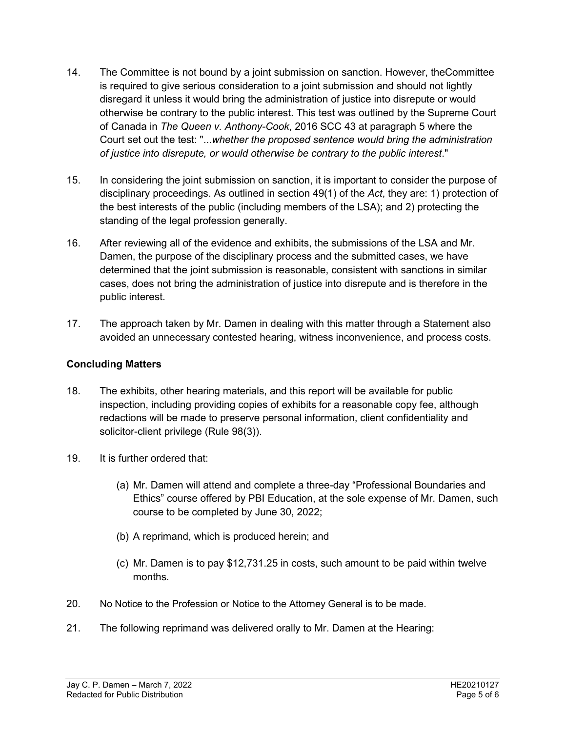14. The Committee is not bound by a joint submission on sanction. However, theCommittee is required to give serious consideration to a joint submission and should not lightly disregard it unless it would bring the administration of justice into disrepute or would otherwise be contrary to the public interest. This test was outlined by the Supreme Court of Canada in *The Queen v. Anthony-Cook*, 2016 SCC 43 at paragraph 5 where the Court set out the test: "...*whether the proposed sentence would bring the administration of justice into disrepute, or would otherwise be contrary to the public interest*."

15. In considering the joint submission on sanction, it is important to consider the purpose of disciplinary proceedings. As outlined in section 49(1) of the *Act*, they are: 1) protection of the best interests of the public (including members of the LSA); and 2) protecting the standing of the legal profession generally.

16. After reviewing all of the evidence and exhibits, the submissions of the LSA and Mr. Damen, the purpose of the disciplinary process and the submitted cases, we have determined that the joint submission is reasonable, consistent with sanctions in similar cases, does not bring the administration of justice into disrepute and is therefore in the public interest.

17. The approach taken by Mr. Damen in dealing with this matter through a Statement also avoided an unnecessary contested hearing, witness inconvenience, and process costs.

## Concluding Matters

18. The exhibits, other hearing materials, and this report will be available for public inspection, including providing copies of exhibits for a reasonable copy fee, although redactions will be made to preserve personal information, client confidentiality and solicitor-client privilege (Rule 98(3)).

19. It is further ordered that:

    (a) Mr. Damen will attend and complete a three-day "Professional Boundaries and Ethics" course offered by PBI Education, at the sole expense of Mr. Damen, such course to be completed by June 30, 2022;

    (b) A reprimand, which is produced herein; and

    (c) Mr. Damen is to pay $12,731.25 in costs, such amount to be paid within twelve months.

20. No Notice to the Profession or Notice to the Attorney General is to be made.

21. The following reprimand was delivered orally to Mr. Damen at the Hearing: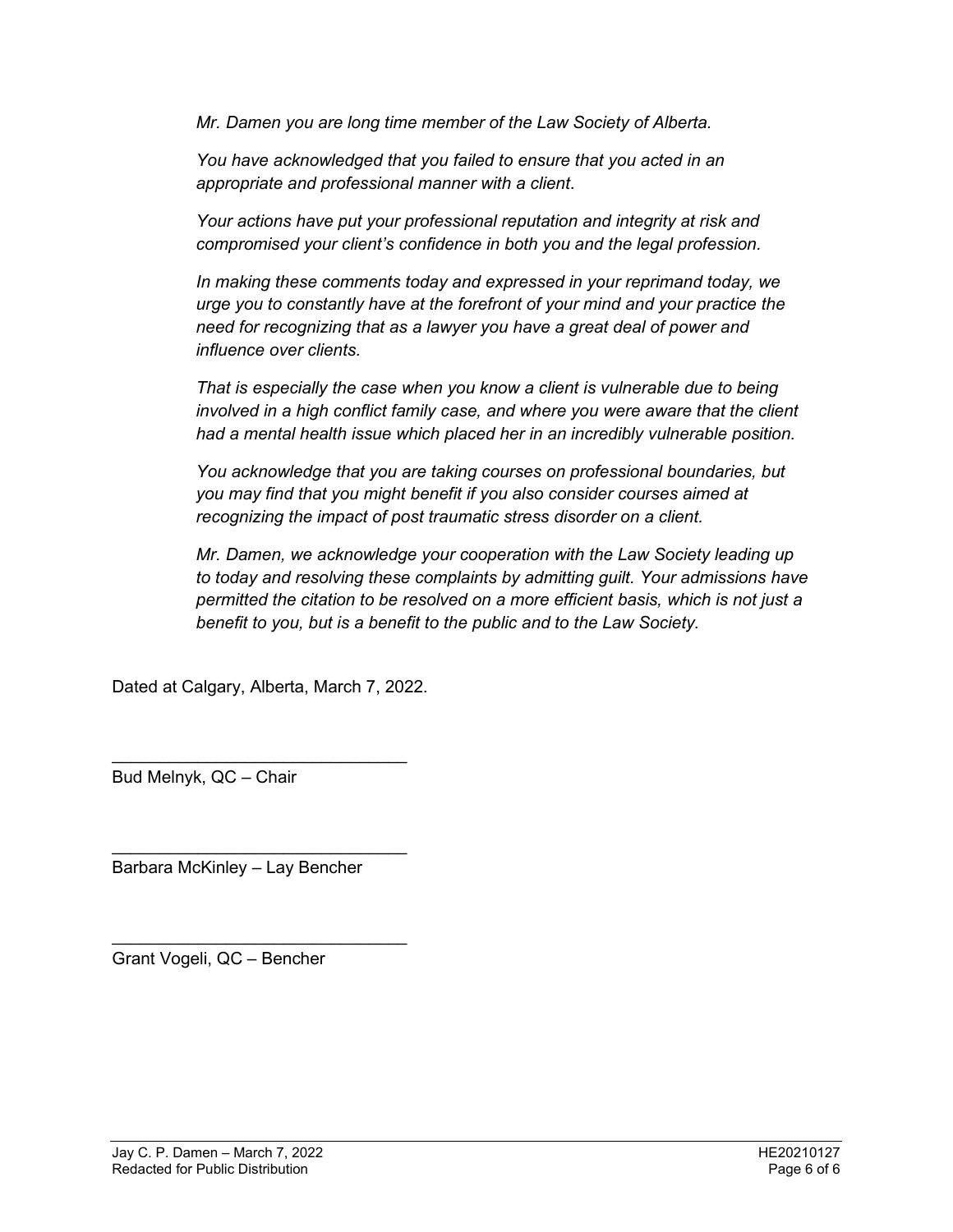*Mr. Damen you are long time member of the Law Society of Alberta.*

*You have acknowledged that you failed to ensure that you acted in an appropriate and professional manner with a client.*

*Your actions have put your professional reputation and integrity at risk and compromised your client's confidence in both you and the legal profession.*

*In making these comments today and expressed in your reprimand today, we urge you to constantly have at the forefront of your mind and your practice the need for recognizing that as a lawyer you have a great deal of power and influence over clients.*

*That is especially the case when you know a client is vulnerable due to being involved in a high conflict family case, and where you were aware that the client had a mental health issue which placed her in an incredibly vulnerable position.*

*You acknowledge that you are taking courses on professional boundaries, but you may find that you might benefit if you also consider courses aimed at recognizing the impact of post traumatic stress disorder on a client.*

*Mr. Damen, we acknowledge your cooperation with the Law Society leading up to today and resolving these complaints by admitting guilt. Your admissions have permitted the citation to be resolved on a more efficient basis, which is not just a benefit to you, but is a benefit to the public and to the Law Society.*

Dated at Calgary, Alberta, March 7, 2022.

_______________________________
Bud Melnyk, QC – Chair

_______________________________
Barbara McKinley – Lay Bencher

_______________________________
Grant Vogeli, QC – Bencher